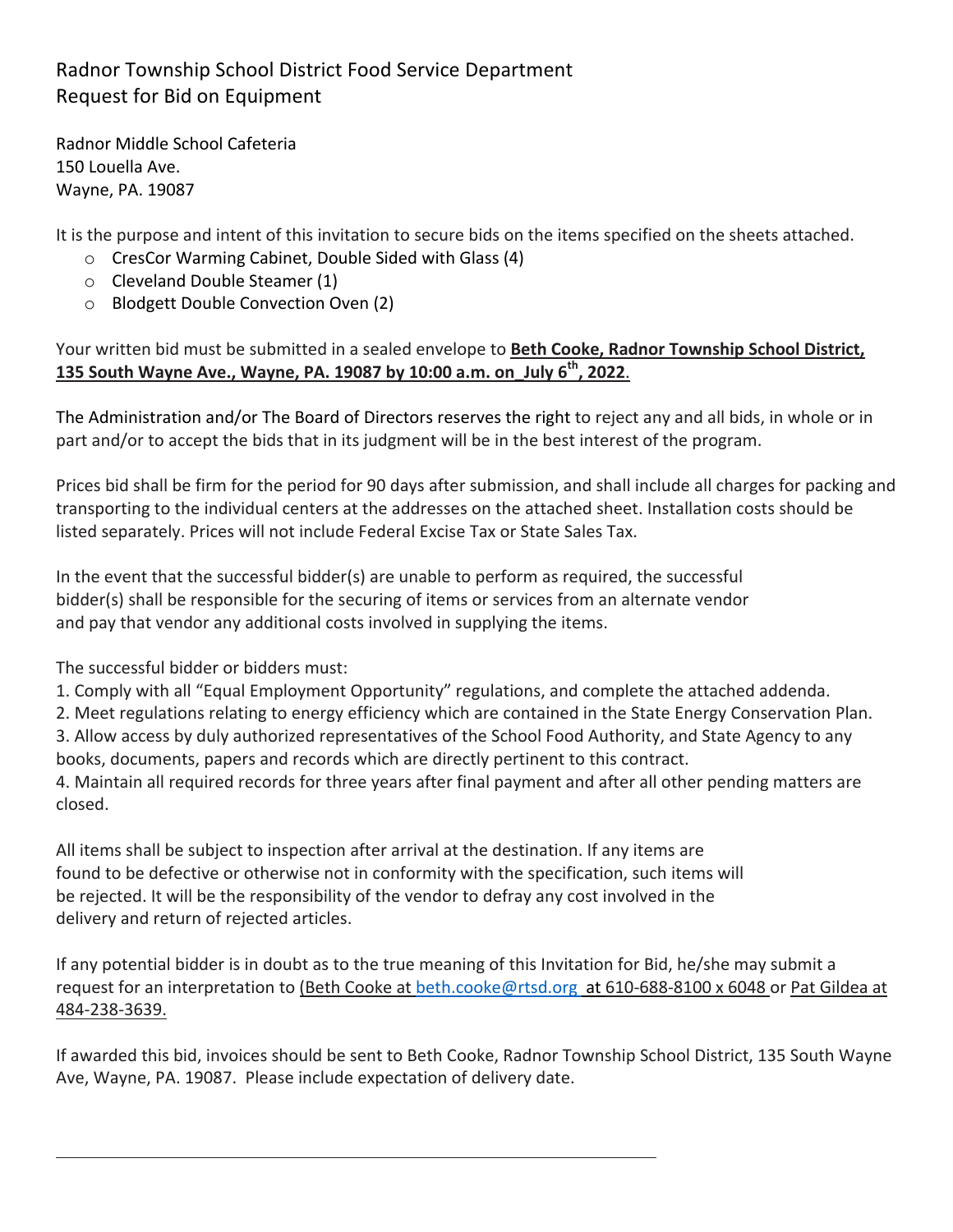# Radnor Township School District Food Service Department
## Request for Bid on Equipment

Radnor Middle School Cafeteria
150 Louella Ave.
Wayne, PA. 19087

It is the purpose and intent of this invitation to secure bids on the items specified on the sheets attached.

- CresCor Warming Cabinet, Double Sided with Glass (4)
- Cleveland Double Steamer (1)
- Blodgett Double Convection Oven (2)

Your written bid must be submitted in a sealed envelope to **Beth Cooke, Radnor Township School District, 135 South Wayne Ave., Wayne, PA. 19087 by 10:00 a.m. on_July 6th, 2022**.

The Administration and/or The Board of Directors reserves the right to reject any and all bids, in whole or in part and/or to accept the bids that in its judgment will be in the best interest of the program.

Prices bid shall be firm for the period for 90 days after submission, and shall include all charges for packing and transporting to the individual centers at the addresses on the attached sheet. Installation costs should be listed separately. Prices will not include Federal Excise Tax or State Sales Tax.

In the event that the successful bidder(s) are unable to perform as required, the successful bidder(s) shall be responsible for the securing of items or services from an alternate vendor and pay that vendor any additional costs involved in supplying the items.

The successful bidder or bidders must:

1. Comply with all "Equal Employment Opportunity" regulations, and complete the attached addenda.
2. Meet regulations relating to energy efficiency which are contained in the State Energy Conservation Plan.
3. Allow access by duly authorized representatives of the School Food Authority, and State Agency to any books, documents, papers and records which are directly pertinent to this contract.
4. Maintain all required records for three years after final payment and after all other pending matters are closed.

All items shall be subject to inspection after arrival at the destination. If any items are found to be defective or otherwise not in conformity with the specification, such items will be rejected. It will be the responsibility of the vendor to defray any cost involved in the delivery and return of rejected articles.

If any potential bidder is in doubt as to the true meaning of this Invitation for Bid, he/she may submit a request for an interpretation to (Beth Cooke at beth.cooke@rtsd.org at 610-688-8100 x 6048 or Pat Gildea at 484-238-3639.

If awarded this bid, invoices should be sent to Beth Cooke, Radnor Township School District, 135 South Wayne Ave, Wayne, PA. 19087. Please include expectation of delivery date.

---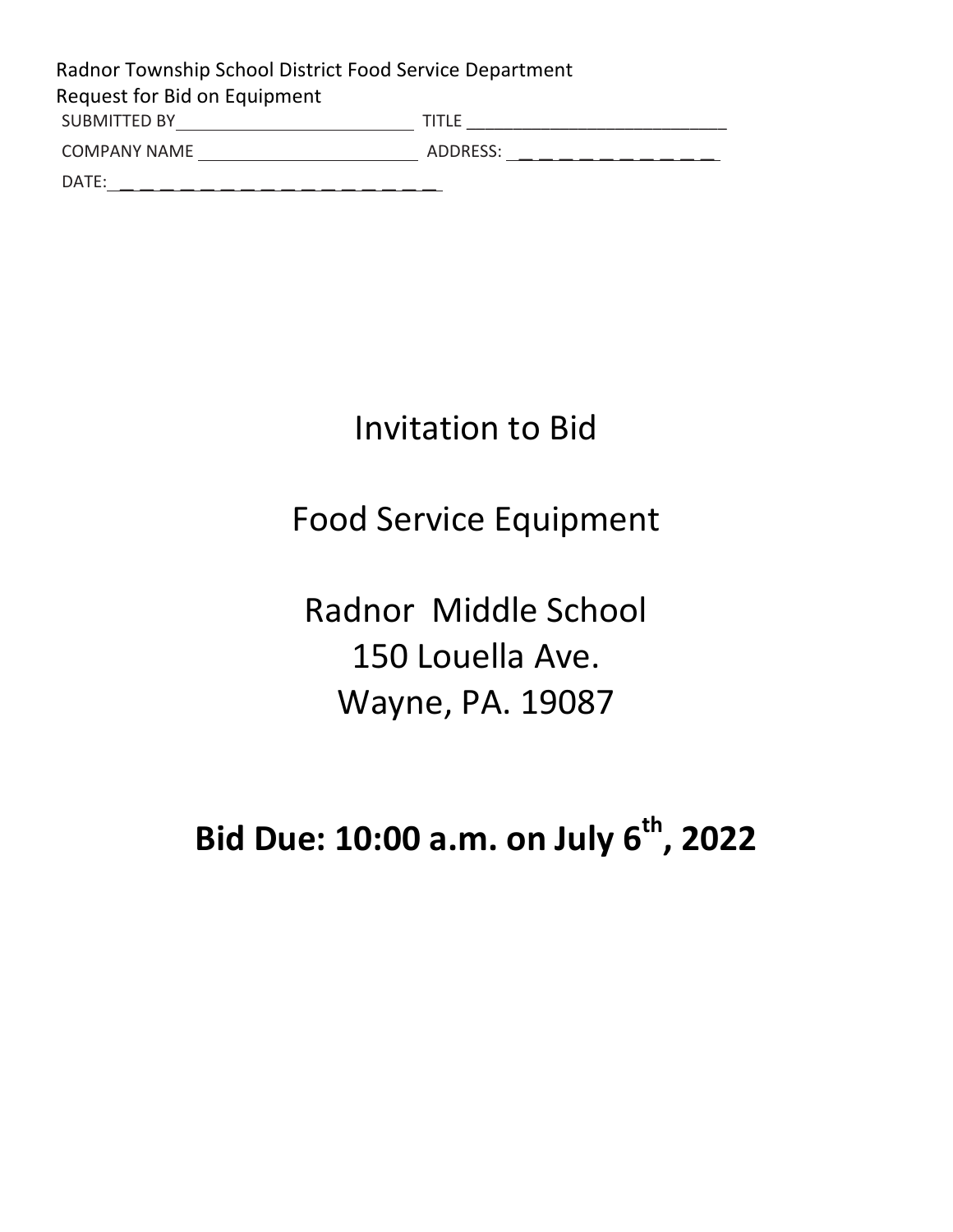Radnor Township School District Food Service Department
Request for Bid on Equipment

SUBMITTED BY__________________________ TITLE ___________________________

COMPANY NAME ________________________ ADDRESS: _ _ _ _ _ _ _ _ _ _ _ _ _

DATE: _ _ _ _ _ _ _ _ _ _ _ _ _ _ _ _ _ _ _ _

# Invitation to Bid

# Food Service Equipment

# Radnor Middle School
# 150 Louella Ave.
# Wayne, PA. 19087

**Bid Due: 10:00 a.m. on July 6th, 2022**